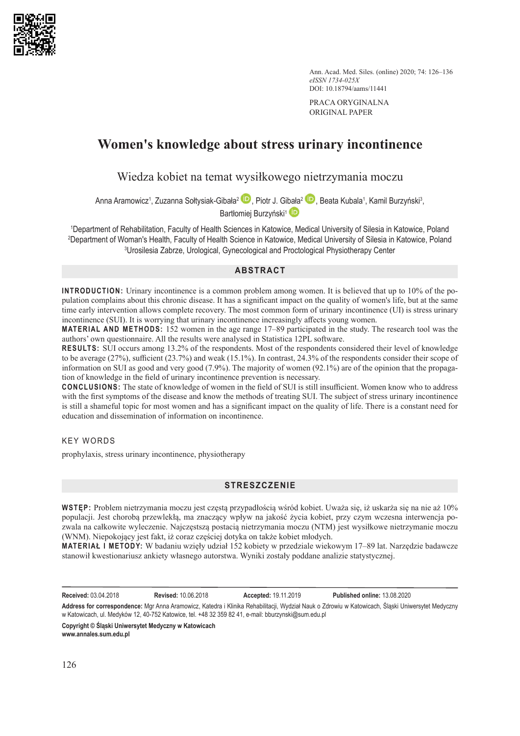Ann. Acad. Med. Siles. (online) 2020; 74: 126–136
*eISSN 1734-025X*
DOI: 10.18794/aams/11441

PRACA ORYGINALNA
ORIGINAL PAPER

# Women's knowledge about stress urinary incontinence

## Wiedza kobiet na temat wysiłkowego nietrzymania moczu

Anna Aramowicz[1], Zuzanna Sołtysiak-Gibała[2], Piotr J. Gibała[2], Beata Kubala[1], Kamil Burzyński[3], Bartłomiej Burzyński[1]

[1]Department of Rehabilitation, Faculty of Health Sciences in Katowice, Medical University of Silesia in Katowice, Poland
[2]Department of Woman's Health, Faculty of Health Science in Katowice, Medical University of Silesia in Katowice, Poland
[3]Urosilesia Zabrze, Urological, Gynecological and Proctological Physiotherapy Center

## ABSTRACT

**INTRODUCTION:** Urinary incontinence is a common problem among women. It is believed that up to 10% of the population complains about this chronic disease. It has a significant impact on the quality of women's life, but at the same time early intervention allows complete recovery. The most common form of urinary incontinence (UI) is stress urinary incontinence (SUI). It is worrying that urinary incontinence increasingly affects young women.

**MATERIAL AND METHODS:** 152 women in the age range 17–89 participated in the study. The research tool was the authors' own questionnaire. All the results were analysed in Statistica 12PL software.

**RESULTS:** SUI occurs among 13.2% of the respondents. Most of the respondents considered their level of knowledge to be average (27%), sufficient (23.7%) and weak (15.1%). In contrast, 24.3% of the respondents consider their scope of information on SUI as good and very good (7.9%). The majority of women (92.1%) are of the opinion that the propagation of knowledge in the field of urinary incontinence prevention is necessary.

**CONCLUSIONS:** The state of knowledge of women in the field of SUI is still insufficient. Women know who to address with the first symptoms of the disease and know the methods of treating SUI. The subject of stress urinary incontinence is still a shameful topic for most women and has a significant impact on the quality of life. There is a constant need for education and dissemination of information on incontinence.

### KEY WORDS

prophylaxis, stress urinary incontinence, physiotherapy

## STRESZCZENIE

**WSTĘP:** Problem nietrzymania moczu jest częstą przypadłością wśród kobiet. Uważa się, iż uskarża się na nie aż 10% populacji. Jest chorobą przewlekłą, ma znaczący wpływ na jakość życia kobiet, przy czym wczesna interwencja pozwala na całkowite wyleczenie. Najczęstszą postacią nietrzymania moczu (NTM) jest wysiłkowe nietrzymanie moczu (WNM). Niepokojący jest fakt, iż coraz częściej dotyka on także kobiet młodych.

**MATERIAŁ I METODY:** W badaniu wzięły udział 152 kobiety w przedziale wiekowym 17–89 lat. Narzędzie badawcze stanowił kwestionariusz ankiety własnego autorstwa. Wyniki zostały poddane analizie statystycznej.

**Received:** 03.04.2018 **Revised:** 10.06.2018 **Accepted:** 19.11.2019 **Published online:** 13.08.2020

**Address for correspondence:** Mgr Anna Aramowicz, Katedra i Klinika Rehabilitacji, Wydział Nauk o Zdrowiu w Katowicach, Śląski Uniwersytet Medyczny w Katowicach, ul. Medyków 12, 40-752 Katowice, tel. +48 32 359 82 41, e-mail: bburzynski@sum.edu.pl

**Copyright © Śląski Uniwersytet Medyczny w Katowicach**
**www.annales.sum.edu.pl**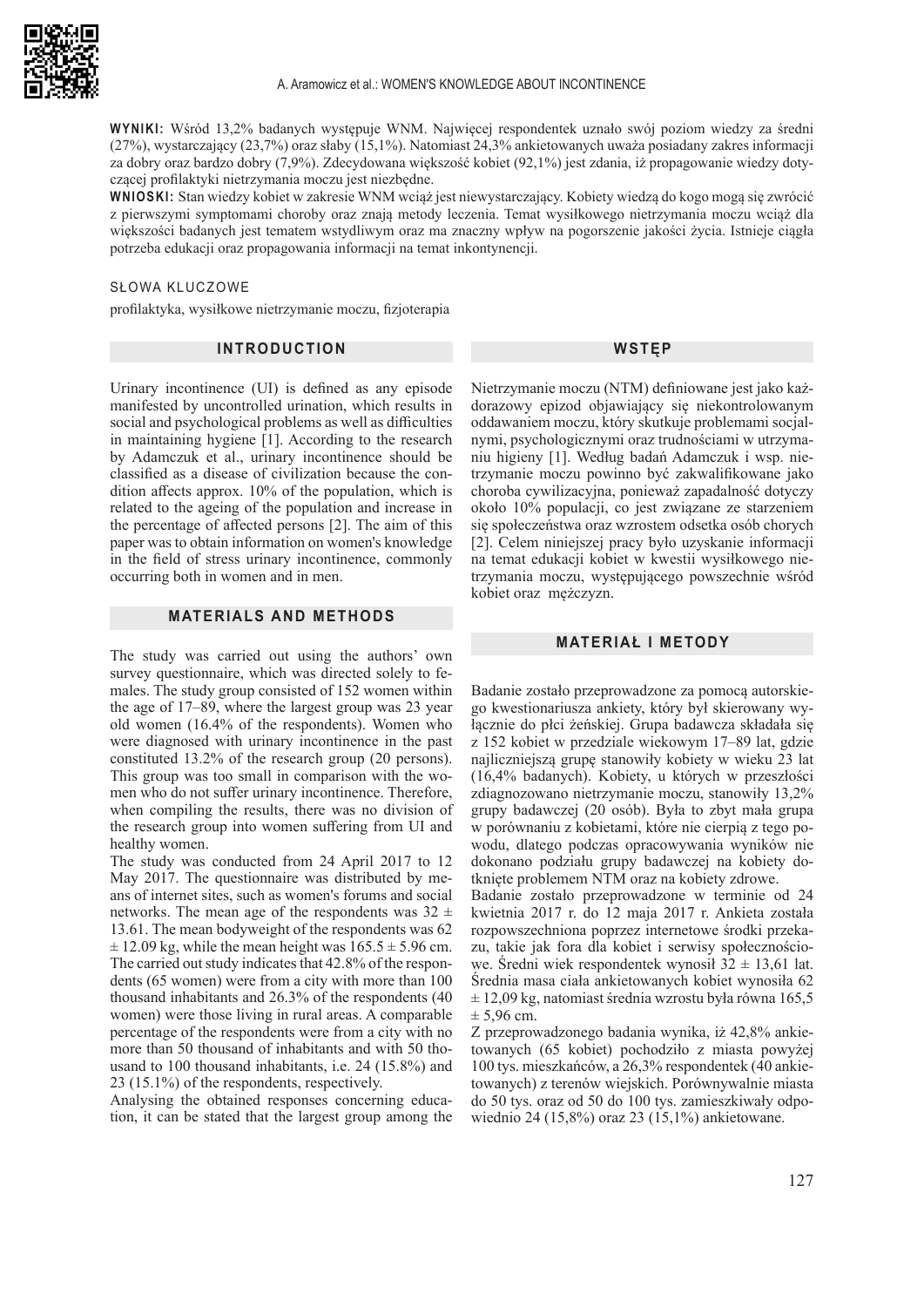**WYNIKI:** Wśród 13,2% badanych występuje WNM. Najwięcej respondentek uznało swój poziom wiedzy za średni (27%), wystarczający (23,7%) oraz słaby (15,1%). Natomiast 24,3% ankietowanych uważa posiadany zakres informacji za dobry oraz bardzo dobry (7,9%). Zdecydowana większość kobiet (92,1%) jest zdania, iż propagowanie wiedzy dotyczącej profilaktyki nietrzymania moczu jest niezbędne.

**WNIOSKI:** Stan wiedzy kobiet w zakresie WNM wciąż jest niewystarczający. Kobiety wiedzą do kogo mogą się zwrócić z pierwszymi symptomami choroby oraz znają metody leczenia. Temat wysiłkowego nietrzymania moczu wciąż dla większości badanych jest tematem wstydliwym oraz ma znaczny wpływ na pogorszenie jakości życia. Istnieje ciągła potrzeba edukacji oraz propagowania informacji na temat inkontynencji.

SŁOWA KLUCZOWE

profilaktyka, wysiłkowe nietrzymanie moczu, fizjoterapia

## INTRODUCTION

Urinary incontinence (UI) is defined as any episode manifested by uncontrolled urination, which results in social and psychological problems as well as difficulties in maintaining hygiene [1]. According to the research by Adamczuk et al., urinary incontinence should be classified as a disease of civilization because the condition affects approx. 10% of the population, which is related to the ageing of the population and increase in the percentage of affected persons [2]. The aim of this paper was to obtain information on women's knowledge in the field of stress urinary incontinence, commonly occurring both in women and in men.

## MATERIALS AND METHODS

The study was carried out using the authors' own survey questionnaire, which was directed solely to females. The study group consisted of 152 women within the age of 17–89, where the largest group was 23 year old women (16.4% of the respondents). Women who were diagnosed with urinary incontinence in the past constituted 13.2% of the research group (20 persons). This group was too small in comparison with the women who do not suffer urinary incontinence. Therefore, when compiling the results, there was no division of the research group into women suffering from UI and healthy women.

The study was conducted from 24 April 2017 to 12 May 2017. The questionnaire was distributed by means of internet sites, such as women's forums and social networks. The mean age of the respondents was $32 \pm 13.61$. The mean bodyweight of the respondents was $62 \pm 12.09$ kg, while the mean height was $165.5 \pm 5.96$ cm. The carried out study indicates that 42.8% of the respondents (65 women) were from a city with more than 100 thousand inhabitants and 26.3% of the respondents (40 women) were those living in rural areas. A comparable percentage of the respondents were from a city with no more than 50 thousand of inhabitants and with 50 thousand to 100 thousand inhabitants, i.e. 24 (15.8%) and 23 (15.1%) of the respondents, respectively.

Analysing the obtained responses concerning education, it can be stated that the largest group among the

## WSTĘP

Nietrzymanie moczu (NTM) definiowane jest jako każdorazowy epizod objawiający się niekontrolowanym oddawaniem moczu, który skutkuje problemami socjalnymi, psychologicznymi oraz trudnościami w utrzymaniu higieny [1]. Według badań Adamczuk i wsp. nietrzymanie moczu powinno być zakwalifikowane jako choroba cywilizacyjna, ponieważ zapadalność dotyczy około 10% populacji, co jest związane ze starzeniem się społeczeństwa oraz wzrostem odsetka osób chorych [2]. Celem niniejszej pracy było uzyskanie informacji na temat edukacji kobiet w kwestii wysiłkowego nietrzymania moczu, występującego powszechnie wśród kobiet oraz mężczyzn.

## MATERIAŁ I METODY

Badanie zostało przeprowadzone za pomocą autorskiego kwestionariusza ankiety, który był skierowany wyłącznie do płci żeńskiej. Grupa badawcza składała się z 152 kobiet w przedziale wiekowym 17–89 lat, gdzie najliczniejszą grupę stanowiły kobiety w wieku 23 lat (16,4% badanych). Kobiety, u których w przeszłości zdiagnozowano nietrzymanie moczu, stanowiły 13,2% grupy badawczej (20 osób). Była to zbyt mała grupa w porównaniu z kobietami, które nie cierpią z tego powodu, dlatego podczas opracowywania wyników nie dokonano podziału grupy badawczej na kobiety dotknięte problemem NTM oraz na kobiety zdrowe.

Badanie zostało przeprowadzone w terminie od 24 kwietnia 2017 r. do 12 maja 2017 r. Ankieta została rozpowszechniona poprzez internetowe środki przekazu, takie jak fora dla kobiet i serwisy społecznościowe. Średni wiek respondentek wynosił $32 \pm 13{,}61$ lat. Średnia masa ciała ankietowanych kobiet wynosiła $62 \pm 12{,}09$ kg, natomiast średnia wzrostu była równa $165{,}5 \pm 5{,}96$ cm.

Z przeprowadzonego badania wynika, iż 42,8% ankietowanych (65 kobiet) pochodziło z miasta powyżej 100 tys. mieszkańców, a 26,3% respondentek (40 ankietowanych) z terenów wiejskich. Porównywalnie miasta do 50 tys. oraz od 50 do 100 tys. zamieszkiwały odpowiednio 24 (15,8%) oraz 23 (15,1%) ankietowane.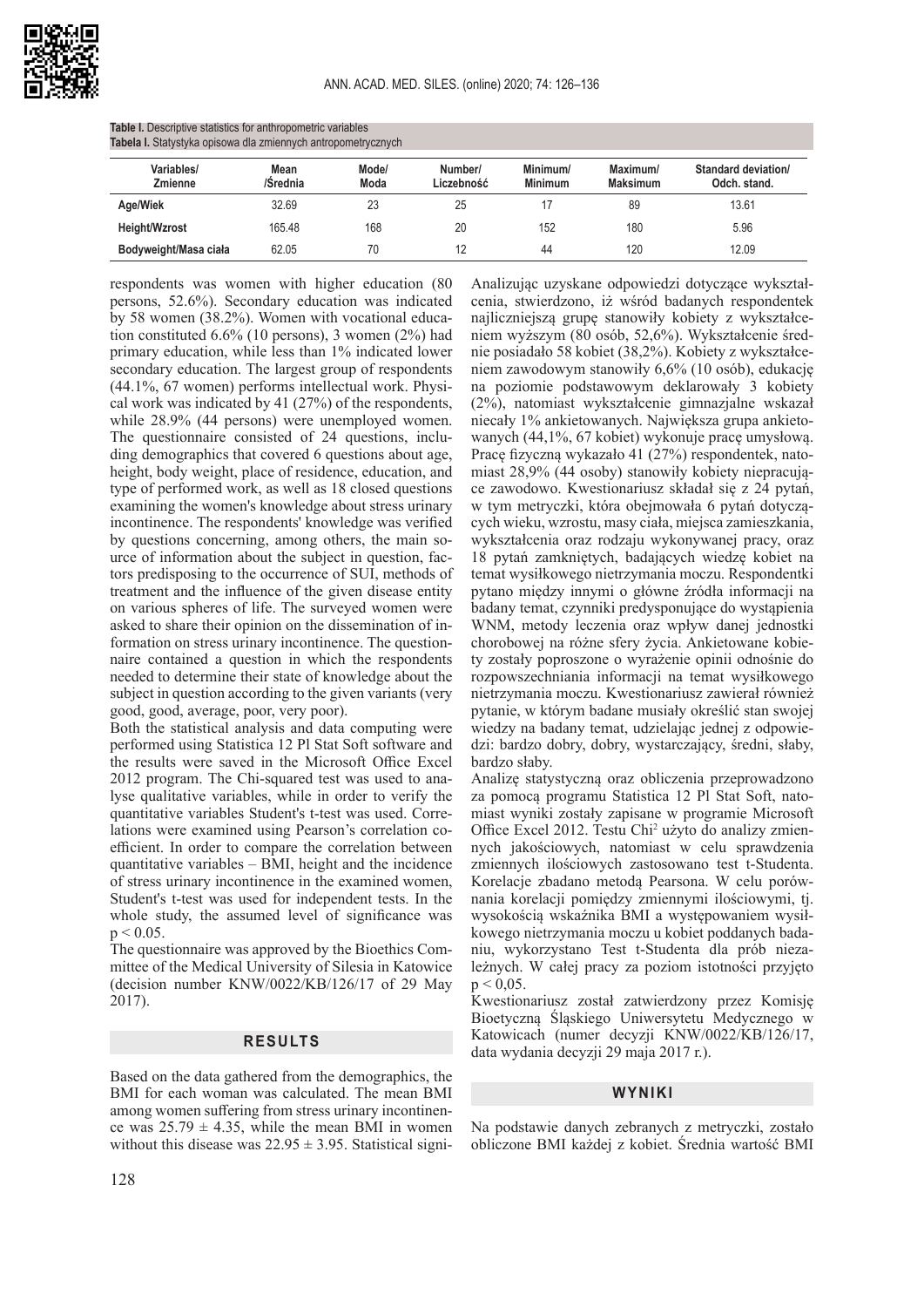**Table I.** Descriptive statistics for anthropometric variables
**Tabela I.** Statystyka opisowa dla zmiennych antropometrycznych

| Variables/ Zmienne | Mean /Średnia | Mode/ Moda | Number/ Liczebność | Minimum/ Minimum | Maximum/ Maksimum | Standard deviation/ Odch. stand. |
|---|---|---|---|---|---|---|
| **Age/Wiek** | 32.69 | 23 | 25 | 17 | 89 | 13.61 |
| **Height/Wzrost** | 165.48 | 168 | 20 | 152 | 180 | 5.96 |
| **Bodyweight/Masa ciała** | 62.05 | 70 | 12 | 44 | 120 | 12.09 |

respondents was women with higher education (80 persons, 52.6%). Secondary education was indicated by 58 women (38.2%). Women with vocational education constituted 6.6% (10 persons), 3 women (2%) had primary education, while less than 1% indicated lower secondary education. The largest group of respondents (44.1%, 67 women) performs intellectual work. Physical work was indicated by 41 (27%) of the respondents, while 28.9% (44 persons) were unemployed women. The questionnaire consisted of 24 questions, including demographics that covered 6 questions about age, height, body weight, place of residence, education, and type of performed work, as well as 18 closed questions examining the women's knowledge about stress urinary incontinence. The respondents' knowledge was verified by questions concerning, among others, the main source of information about the subject in question, factors predisposing to the occurrence of SUI, methods of treatment and the influence of the given disease entity on various spheres of life. The surveyed women were asked to share their opinion on the dissemination of information on stress urinary incontinence. The questionnaire contained a question in which the respondents needed to determine their state of knowledge about the subject in question according to the given variants (very good, good, average, poor, very poor).

Both the statistical analysis and data computing were performed using Statistica 12 Pl Stat Soft software and the results were saved in the Microsoft Office Excel 2012 program. The Chi-squared test was used to analyse qualitative variables, while in order to verify the quantitative variables Student's t-test was used. Correlations were examined using Pearson's correlation coefficient. In order to compare the correlation between quantitative variables – BMI, height and the incidence of stress urinary incontinence in the examined women, Student's t-test was used for independent tests. In the whole study, the assumed level of significance was $p < 0.05$.

The questionnaire was approved by the Bioethics Committee of the Medical University of Silesia in Katowice (decision number KNW/0022/KB/126/17 of 29 May 2017).

## RESULTS

Based on the data gathered from the demographics, the BMI for each woman was calculated. The mean BMI among women suffering from stress urinary incontinence was $25.79 \pm 4.35$, while the mean BMI in women without this disease was $22.95 \pm 3.95$. Statistical signi-

Analizując uzyskane odpowiedzi dotyczące wykształcenia, stwierdzono, iż wśród badanych respondentek najliczniejszą grupę stanowiły kobiety z wykształceniem wyższym (80 osób, 52,6%). Wykształcenie średnie posiadało 58 kobiet (38,2%). Kobiety z wykształceniem zawodowym stanowiły 6,6% (10 osób), edukację na poziomie podstawowym deklarowały 3 kobiety (2%), natomiast wykształcenie gimnazjalne wskazał niecały 1% ankietowanych. Największa grupa ankietowanych (44,1%, 67 kobiet) wykonuje pracę umysłową. Pracę fizyczną wykazało 41 (27%) respondentek, natomiast 28,9% (44 osoby) stanowiły kobiety niepracujące zawodowo. Kwestionariusz składał się z 24 pytań, w tym metryczki, która obejmowała 6 pytań dotyczących wieku, wzrostu, masy ciała, miejsca zamieszkania, wykształcenia oraz rodzaju wykonywanej pracy, oraz 18 pytań zamkniętych, badających wiedzę kobiet na temat wysiłkowego nietrzymania moczu. Respondentki pytano między innymi o główne źródła informacji na badany temat, czynniki predysponujące do wystąpienia WNM, metody leczenia oraz wpływ danej jednostki chorobowej na różne sfery życia. Ankietowane kobiety zostały poproszone o wyrażenie opinii odnośnie do rozpowszechniania informacji na temat wysiłkowego nietrzymania moczu. Kwestionariusz zawierał również pytanie, w którym badane musiały określić stan swojej wiedzy na badany temat, udzielając jednej z odpowiedzi: bardzo dobry, dobry, wystarczający, średni, słaby, bardzo słaby.

Analizę statystyczną oraz obliczenia przeprowadzono za pomocą programu Statistica 12 Pl Stat Soft, natomiast wyniki zostały zapisane w programie Microsoft Office Excel 2012. Testu $Chi^2$ użyto do analizy zmiennych jakościowych, natomiast w celu sprawdzenia zmiennych ilościowych zastosowano test t-Studenta. Korelacje zbadano metodą Pearsona. W celu porównania korelacji pomiędzy zmiennymi ilościowymi, tj. wysokością wskaźnika BMI a występowaniem wysiłkowego nietrzymania moczu u kobiet poddanych badaniu, wykorzystano Test t-Studenta dla prób niezależnych. W całej pracy za poziom istotności przyjęto $p < 0{,}05$.

Kwestionariusz został zatwierdzony przez Komisję Bioetyczną Śląskiego Uniwersytetu Medycznego w Katowicach (numer decyzji KNW/0022/KB/126/17, data wydania decyzji 29 maja 2017 r.).

## WYNIKI

Na podstawie danych zebranych z metryczki, zostało obliczone BMI każdej z kobiet. Średnia wartość BMI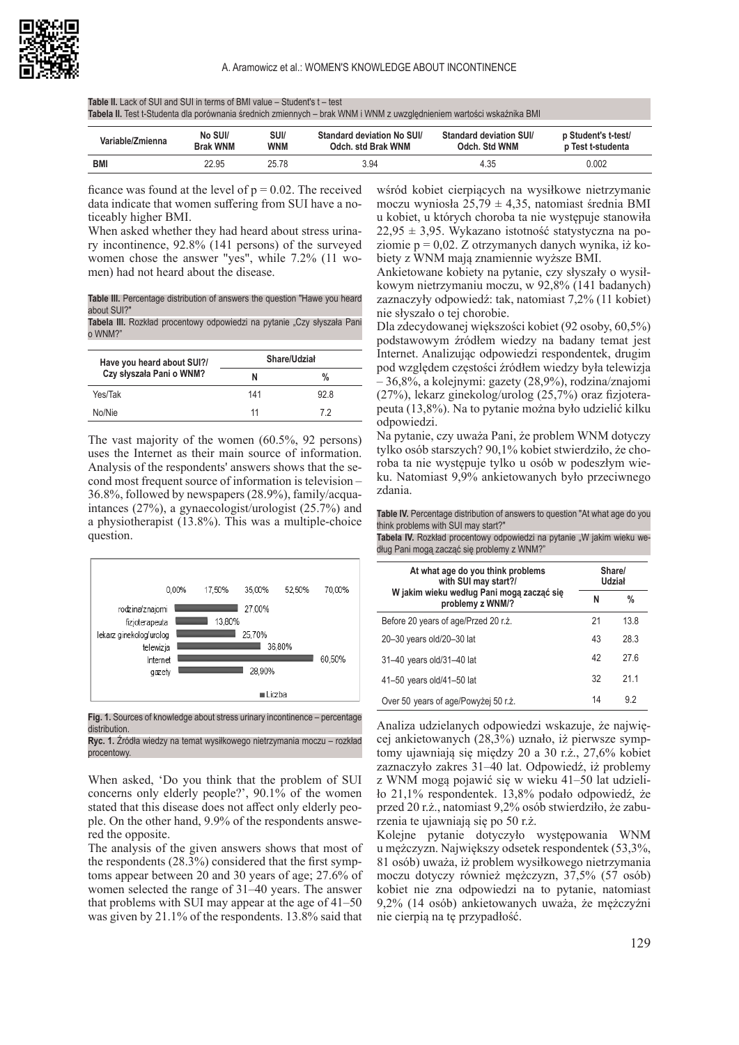**Table II.** Lack of SUI and SUI in terms of BMI value – Student's t – test
**Tabela II.** Test t-Studenta dla porównania średnich zmiennych – brak WNM i WNM z uwzględnieniem wartości wskaźnika BMI

| Variable/Zmienna | No SUI/ Brak WNM | SUI/ WNM | Standard deviation No SUI/ Odch. std Brak WNM | Standard deviation SUI/ Odch. Std WNM | p Student's t-test/ p Test t-studenta |
|---|---|---|---|---|---|
| **BMI** | 22.95 | 25.78 | 3.94 | 4.35 | 0.002 |

ficance was found at the level of $p = 0.02$. The received data indicate that women suffering from SUI have a noticeably higher BMI.

When asked whether they had heard about stress urinary incontinence, 92.8% (141 persons) of the surveyed women chose the answer "yes", while 7.2% (11 women) had not heard about the disease.

**Table III.** Percentage distribution of answers the question "Hawe you heard about SUI?"
**Tabela III.** Rozkład procentowy odpowiedzi na pytanie „Czy słyszała Pani o WNM?"

| Have you heard about SUI?/ Czy słyszała Pani o WNM? | Share/Udział | |
|---|---|---|
| | N | % |
| Yes/Tak | 141 | 92.8 |
| No/Nie | 11 | 7.2 |

The vast majority of the women (60.5%, 92 persons) uses the Internet as their main source of information. Analysis of the respondents' answers shows that the second most frequent source of information is television – 36.8%, followed by newspapers (28.9%), family/acquaintances (27%), a gynaecologist/urologist (25.7%) and a physiotherapist (13.8%). This was a multiple-choice question.

**Fig. 1.** Sources of knowledge about stress urinary incontinence – percentage distribution.
**Ryc. 1.** Źródła wiedzy na temat wysiłkowego nietrzymania moczu – rozkład procentowy.

When asked, 'Do you think that the problem of SUI concerns only elderly people?', 90.1% of the women stated that this disease does not affect only elderly people. On the other hand, 9.9% of the respondents answered the opposite.

The analysis of the given answers shows that most of the respondents (28.3%) considered that the first symptoms appear between 20 and 30 years of age; 27.6% of women selected the range of 31–40 years. The answer that problems with SUI may appear at the age of 41–50 was given by 21.1% of the respondents. 13.8% said that

wśród kobiet cierpiących na wysiłkowe nietrzymanie moczu wyniosła $25{,}79 \pm 4{,}35$, natomiast średnia BMI u kobiet, u których choroba ta nie występuje stanowiła $22{,}95 \pm 3{,}95$. Wykazano istotność statystyczna na poziomie $p = 0{,}02$. Z otrzymanych danych wynika, iż kobiety z WNM mają znamiennie wyższe BMI.

Ankietowane kobiety na pytanie, czy słyszały o wysiłkowym nietrzymaniu moczu, w 92,8% (141 badanych) zaznaczyły odpowiedź: tak, natomiast 7,2% (11 kobiet) nie słyszało o tej chorobie.

Dla zdecydowanej większości kobiet (92 osoby, 60,5%) podstawowym źródłem wiedzy na badany temat jest Internet. Analizując odpowiedzi respondentek, drugim pod względem częstości źródłem wiedzy była telewizja – 36,8%, a kolejnymi: gazety (28,9%), rodzina/znajomi (27%), lekarz ginekolog/urolog (25,7%) oraz fizjoterapeuta (13,8%). Na to pytanie można było udzielić kilku odpowiedzi.

Na pytanie, czy uważa Pani, że problem WNM dotyczy tylko osób starszych? 90,1% kobiet stwierdziło, że choroba ta nie występuje tylko u osób w podeszłym wieku. Natomiast 9,9% ankietowanych było przeciwnego zdania.

**Table IV.** Percentage distribution of answers to question "At what age do you think problems with SUI may start?"
**Tabela IV.** Rozkład procentowy odpowiedzi na pytanie „W jakim wieku według Pani mogą zacząć się problemy z WNM?"

| At what age do you think problems with SUI may start?/ W jakim wieku według Pani mogą zacząć się problemy z WNM/? | Share/ Udział | |
|---|---|---|
| | N | % |
| Before 20 years of age/Przed 20 r.ż. | 21 | 13.8 |
| 20–30 years old/20–30 lat | 43 | 28.3 |
| 31–40 years old/31–40 lat | 42 | 27.6 |
| 41–50 years old/41–50 lat | 32 | 21.1 |
| Over 50 years of age/Powyżej 50 r.ż. | 14 | 9.2 |

Analiza udzielanych odpowiedzi wskazuje, że najwięcej ankietowanych (28,3%) uznało, iż pierwsze symptomy ujawniają się między 20 a 30 r.ż., 27,6% kobiet zaznaczyło zakres 31–40 lat. Odpowiedź, iż problemy z WNM mogą pojawić się w wieku 41–50 lat udzieliło 21,1% respondentek. 13,8% podało odpowiedź, że przed 20 r.ż., natomiast 9,2% osób stwierdziło, że zaburzenia te ujawniają się po 50 r.ż.

Kolejne pytanie dotyczyło występowania WNM u mężczyzn. Największy odsetek respondentek (53,3%, 81 osób) uważa, iż problem wysiłkowego nietrzymania moczu dotyczy również mężczyzn, 37,5% (57 osób) kobiet nie zna odpowiedzi na to pytanie, natomiast 9,2% (14 osób) ankietowanych uważa, że mężczyźni nie cierpią na tę przypadłość.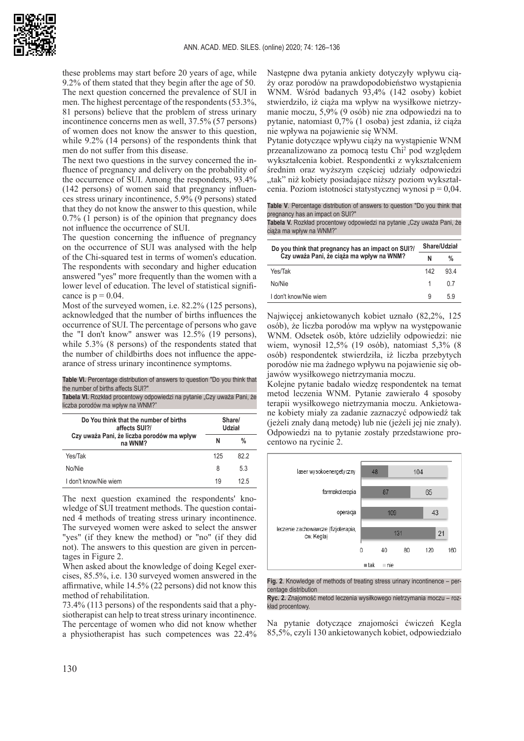these problems may start before 20 years of age, while 9.2% of them stated that they begin after the age of 50.

The next question concerned the prevalence of SUI in men. The highest percentage of the respondents (53.3%, 81 persons) believe that the problem of stress urinary incontinence concerns men as well, 37.5% (57 persons) of women does not know the answer to this question, while 9.2% (14 persons) of the respondents think that men do not suffer from this disease.

The next two questions in the survey concerned the influence of pregnancy and delivery on the probability of the occurrence of SUI. Among the respondents, 93.4% (142 persons) of women said that pregnancy influences stress urinary incontinence, 5.9% (9 persons) stated that they do not know the answer to this question, while 0.7% (1 person) is of the opinion that pregnancy does not influence the occurrence of SUI.

The question concerning the influence of pregnancy on the occurrence of SUI was analysed with the help of the Chi-squared test in terms of women's education. The respondents with secondary and higher education answered "yes" more frequently than the women with a lower level of education. The level of statistical significance is $p = 0.04$.

Most of the surveyed women, i.e. 82.2% (125 persons), acknowledged that the number of births influences the occurrence of SUI. The percentage of persons who gave the "I don't know" answer was 12.5% (19 persons), while 5.3% (8 persons) of the respondents stated that the number of childbirths does not influence the appearance of stress urinary incontinence symptoms.

**Table VI.** Percentage distribution of answers to question "Do you think that the number of births affects SUI?"
**Tabela VI.** Rozkład procentowy odpowiedzi na pytanie „Czy uważa Pani, że liczba porodów ma wpływ na WNM?"

| Do You think that the number of births affects SUI?/ Czy uważa Pani, że liczba porodów ma wpływ na WNM? | Share/ Udział | |
|---|---|---|
| | N | % |
| Yes/Tak | 125 | 82.2 |
| No/Nie | 8 | 5.3 |
| I don't know/Nie wiem | 19 | 12.5 |

The next question examined the respondents' knowledge of SUI treatment methods. The question contained 4 methods of treating stress urinary incontinence. The surveyed women were asked to select the answer "yes" (if they knew the method) or "no" (if they did not). The answers to this question are given in percentages in Figure 2.

When asked about the knowledge of doing Kegel exercises, 85.5%, i.e. 130 surveyed women answered in the affirmative, while 14.5% (22 persons) did not know this method of rehabilitation.

73.4% (113 persons) of the respondents said that a physiotherapist can help to treat stress urinary incontinence. The percentage of women who did not know whether a physiotherapist has such competences was 22.4%

Następne dwa pytania ankiety dotyczyły wpływu ciąży oraz porodów na prawdopodobieństwo wystąpienia WNM. Wśród badanych 93,4% (142 osoby) kobiet stwierdziło, iż ciąża ma wpływ na wysiłkowe nietrzymanie moczu, 5,9% (9 osób) nie zna odpowiedzi na to pytanie, natomiast 0,7% (1 osoba) jest zdania, iż ciąża nie wpływa na pojawienie się WNM.

Pytanie dotyczące wpływu ciąży na wystąpienie WNM przeanalizowano za pomocą testu Chi$^2$ pod względem wykształcenia kobiet. Respondentki z wykształceniem średnim oraz wyższym częściej udziały odpowiedzi „tak" niż kobiety posiadające niższy poziom wykształcenia. Poziom istotności statystycznej wynosi $p = 0,04$.

**Table V**. Percentage distribution of answers to question "Do you think that pregnancy has an impact on SUI?"
**Tabela V.** Rozkład procentowy odpowiedzi na pytanie „Czy uważa Pani, że ciąża ma wpływ na WNM?"

| Do you think that pregnancy has an impact on SUI?/ Czy uważa Pani, że ciąża ma wpływ na WNM? | Share/Udział | |
|---|---|---|
| | N | % |
| Yes/Tak | 142 | 93.4 |
| No/Nie | 1 | 0.7 |
| I don't know/Nie wiem | 9 | 5.9 |

Najwięcej ankietowanych kobiet uznało (82,2%, 125 osób), że liczba porodów ma wpływ na występowanie WNM. Odsetek osób, które udzieliły odpowiedzi: nie wiem, wynosił 12,5% (19 osób), natomiast 5,3% (8 osób) respondentek stwierdziła, iż liczba przebytych porodów nie ma żadnego wpływu na pojawienie się objawów wysiłkowego nietrzymania moczu.

Kolejne pytanie badało wiedzę respondentek na temat metod leczenia WNM. Pytanie zawierało 4 sposoby terapii wysiłkowego nietrzymania moczu. Ankietowane kobiety miały za zadanie zaznaczyć odpowiedź tak (jeżeli znały daną metodę) lub nie (jeżeli jej nie znały). Odpowiedzi na to pytanie zostały przedstawione procentowo na rycinie 2.

| | tak | nie |
|---|---|---|
| laser wysokoenergetyczny | 48 | 104 |
| farmakoterapia | 87 | 65 |
| operacja | 109 | 43 |
| leczenie zachowawcze (fizjoterapia, ćw. Kegla) | 131 | 21 |

**Fig. 2**. Knowledge of methods of treating stress urinary incontinence – percentage distribution
**Ryc. 2.** Znajomość metod leczenia wysiłkowego nietrzymania moczu – rozkład procentowy.

Na pytanie dotyczące znajomości ćwiczeń Kegla 85,5%, czyli 130 ankietowanych kobiet, odpowiedziało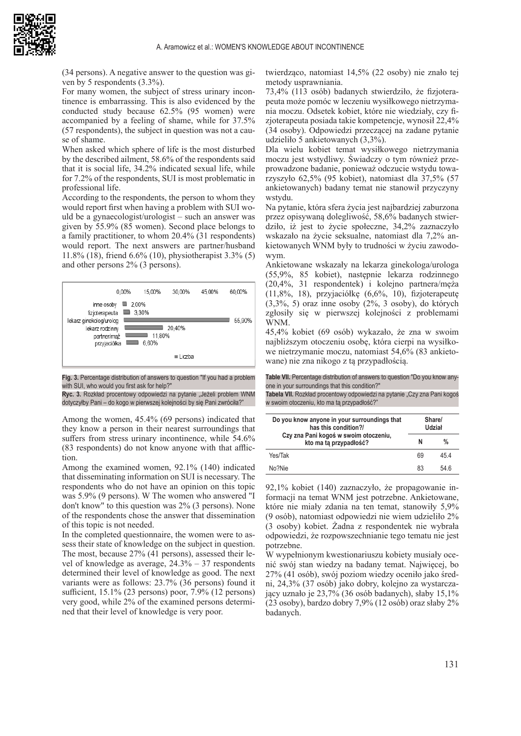(34 persons). A negative answer to the question was given by 5 respondents (3.3%).

For many women, the subject of stress urinary incontinence is embarrassing. This is also evidenced by the conducted study because 62.5% (95 women) were accompanied by a feeling of shame, while for 37.5% (57 respondents), the subject in question was not a cause of shame.

When asked which sphere of life is the most disturbed by the described ailment, 58.6% of the respondents said that it is social life, 34.2% indicated sexual life, while for 7.2% of the respondents, SUI is most problematic in professional life.

According to the respondents, the person to whom they would report first when having a problem with SUI would be a gynaecologist/urologist – such an answer was given by 55.9% (85 women). Second place belongs to a family practitioner, to whom 20.4% (31 respondents) would report. The next answers are partner/husband 11.8% (18), friend 6.6% (10), physiotherapist 3.3% (5) and other persons 2% (3 persons).

| | |
|---|---|
| inne osoby | 2.00% |
| fizjoterapeuta | 3.30% |
| lekarz ginekolog/urolog | 55.90% |
| lekarz rodzinny | 20.40% |
| partner/mąż | 11.80% |
| przyjaciółka | 6.60% |

Liczba

**Fig. 3.** Percentage distribution of answers to question "If you had a problem with SUI, who would you first ask for help?"

**Ryc. 3.** Rozkład procentowy odpowiedzi na pytanie „Jeżeli problem WNM dotyczyłby Pani – do kogo w pierwszej kolejności by się Pani zwróciła?"

Among the women, 45.4% (69 persons) indicated that they know a person in their nearest surroundings that suffers from stress urinary incontinence, while 54.6% (83 respondents) do not know anyone with that affliction.

Among the examined women, 92.1% (140) indicated that disseminating information on SUI is necessary. The respondents who do not have an opinion on this topic was 5.9% (9 persons). W The women who answered "I don't know" to this question was 2% (3 persons). None of the respondents chose the answer that dissemination of this topic is not needed.

In the completed questionnaire, the women were to assess their state of knowledge on the subject in question. The most, because 27% (41 persons), assessed their level of knowledge as average, 24.3% – 37 respondents determined their level of knowledge as good. The next variants were as follows: 23.7% (36 persons) found it sufficient, 15.1% (23 persons) poor, 7.9% (12 persons) very good, while 2% of the examined persons determined that their level of knowledge is very poor.

twierdząco, natomiast 14,5% (22 osoby) nie znało tej metody usprawniania.

73,4% (113 osób) badanych stwierdziło, że fizjoterapeuta może pomóc w leczeniu wysiłkowego nietrzymania moczu. Odsetek kobiet, które nie wiedziały, czy fizjoterapeuta posiada takie kompetencje, wynosił 22,4% (34 osoby). Odpowiedzi przeczącej na zadane pytanie udzieliło 5 ankietowanych (3,3%).

Dla wielu kobiet temat wysiłkowego nietrzymania moczu jest wstydliwy. Świadczy o tym również przeprowadzone badanie, ponieważ odczucie wstydu towarzyszyło 62,5% (95 kobiet), natomiast dla 37,5% (57 ankietowanych) badany temat nie stanowił przyczyny wstydu.

Na pytanie, która sfera życia jest najbardziej zaburzona przez opisywaną dolegliwość, 58,6% badanych stwierdziło, iż jest to życie społeczne, 34,2% zaznaczyło wskazało na życie seksualne, natomiast dla 7,2% ankietowanych WNM były to trudności w życiu zawodowym.

Ankietowane wskazały na lekarza ginekologa/urologa (55,9%, 85 kobiet), następnie lekarza rodzinnego (20,4%, 31 respondentek) i kolejno partnera/męża (11,8%, 18), przyjaciółkę (6,6%, 10), fizjoterapeutę (3,3%, 5) oraz inne osoby (2%, 3 osoby), do których zgłosiły się w pierwszej kolejności z problemami WNM.

45,4% kobiet (69 osób) wykazało, że zna w swoim najbliższym otoczeniu osobę, która cierpi na wysiłkowe nietrzymanie moczu, natomiast 54,6% (83 ankietowane) nie zna nikogo z tą przypadłością.

**Table VII.** Percentage distribution of answers to question "Do you know anyone in your surroundings that this condition?"

**Tabela VII.** Rozkład procentowy odpowiedzi na pytanie „Czy zna Pani kogoś w swoim otoczeniu, kto ma tą przypadłość?"

| Do you know anyone in your surroundings that has this condition?/ Czy zna Pani kogoś w swoim otoczeniu, kto ma tą przypadłość? | Share/ Udział | |
|---|---|---|
| | N | % |
| Yes/Tak | 69 | 45.4 |
| No?Nie | 83 | 54.6 |

92,1% kobiet (140) zaznaczyło, że propagowanie informacji na temat WNM jest potrzebne. Ankietowane, które nie miały zdania na ten temat, stanowiły 5,9% (9 osób), natomiast odpowiedzi nie wiem udzieliło 2% (3 osoby) kobiet. Żadna z respondentek nie wybrała odpowiedzi, że rozpowszechnianie tego tematu nie jest potrzebne.

W wypełnionym kwestionariuszu kobiety musiały ocenić swój stan wiedzy na badany temat. Najwięcej, bo 27% (41 osób), swój poziom wiedzy oceniło jako średni, 24,3% (37 osób) jako dobry, kolejno za wystarczający uznało je 23,7% (36 osób badanych), słaby 15,1% (23 osoby), bardzo dobry 7,9% (12 osób) oraz słaby 2% badanych.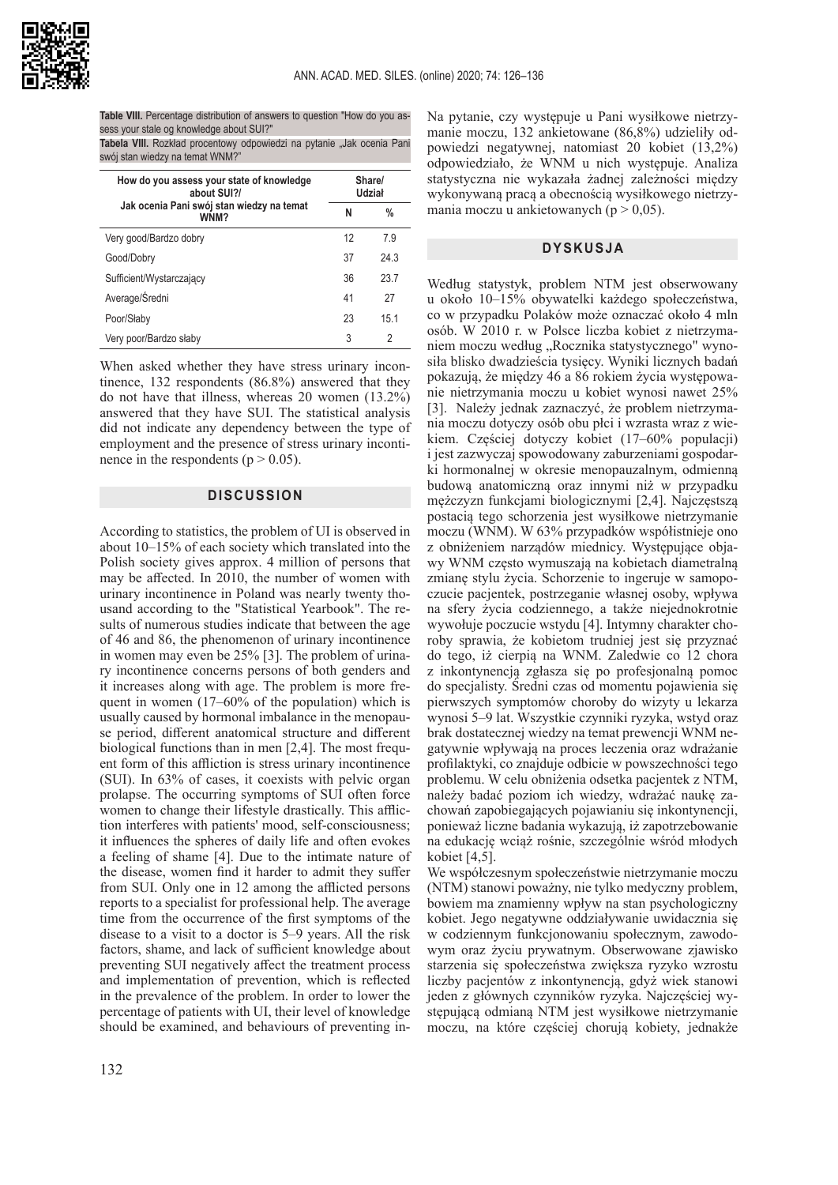**Table VIII.** Percentage distribution of answers to question "How do you assess your stale og knowledge about SUI?"
**Tabela VIII.** Rozkład procentowy odpowiedzi na pytanie „Jak ocenia Pani swój stan wiedzy na temat WNM?"

| How do you assess your state of knowledge about SUI?/ Jak ocenia Pani swój stan wiedzy na temat WNM? | Share/ Udział | |
|---|---|---|
| | N | % |
| Very good/Bardzo dobry | 12 | 7.9 |
| Good/Dobry | 37 | 24.3 |
| Sufficient/Wystarczający | 36 | 23.7 |
| Average/Średni | 41 | 27 |
| Poor/Słaby | 23 | 15.1 |
| Very poor/Bardzo słaby | 3 | 2 |

When asked whether they have stress urinary incontinence, 132 respondents (86.8%) answered that they do not have that illness, whereas 20 women (13.2%) answered that they have SUI. The statistical analysis did not indicate any dependency between the type of employment and the presence of stress urinary incontinence in the respondents ($p > 0.05$).

## DISCUSSION

According to statistics, the problem of UI is observed in about 10–15% of each society which translated into the Polish society gives approx. 4 million of persons that may be affected. In 2010, the number of women with urinary incontinence in Poland was nearly twenty thousand according to the "Statistical Yearbook". The results of numerous studies indicate that between the age of 46 and 86, the phenomenon of urinary incontinence in women may even be 25% [3]. The problem of urinary incontinence concerns persons of both genders and it increases along with age. The problem is more frequent in women (17–60% of the population) which is usually caused by hormonal imbalance in the menopause period, different anatomical structure and different biological functions than in men [2,4]. The most frequent form of this affliction is stress urinary incontinence (SUI). In 63% of cases, it coexists with pelvic organ prolapse. The occurring symptoms of SUI often force women to change their lifestyle drastically. This affliction interferes with patients' mood, self-consciousness; it influences the spheres of daily life and often evokes a feeling of shame [4]. Due to the intimate nature of the disease, women find it harder to admit they suffer from SUI. Only one in 12 among the afflicted persons reports to a specialist for professional help. The average time from the occurrence of the first symptoms of the disease to a visit to a doctor is 5–9 years. All the risk factors, shame, and lack of sufficient knowledge about preventing SUI negatively affect the treatment process and implementation of prevention, which is reflected in the prevalence of the problem. In order to lower the percentage of patients with UI, their level of knowledge should be examined, and behaviours of preventing in-

Na pytanie, czy występuje u Pani wysiłkowe nietrzymanie moczu, 132 ankietowane (86,8%) udzieliły odpowiedzi negatywnej, natomiast 20 kobiet (13,2%) odpowiedziało, że WNM u nich występuje. Analiza statystyczna nie wykazała żadnej zależności między wykonywaną pracą a obecnością wysiłkowego nietrzymania moczu u ankietowanych ($p > 0,05$).

## DYSKUSJA

Według statystyk, problem NTM jest obserwowany u około 10–15% obywatelki każdego społeczeństwa, co w przypadku Polaków może oznaczać około 4 mln osób. W 2010 r. w Polsce liczba kobiet z nietrzymaniem moczu według „Rocznika statystycznego" wynosiła blisko dwadzieścia tysięcy. Wyniki licznych badań pokazują, że między 46 a 86 rokiem życia występowanie nietrzymania moczu u kobiet wynosi nawet 25% [3]. Należy jednak zaznaczyć, że problem nietrzymania moczu dotyczy osób obu płci i wzrasta wraz z wiekiem. Częściej dotyczy kobiet (17–60% populacji) i jest zazwyczaj spowodowany zaburzeniami gospodarki hormonalnej w okresie menopauzalnym, odmienną budową anatomiczną oraz innymi niż w przypadku mężczyzn funkcjami biologicznymi [2,4]. Najczęstszą postacią tego schorzenia jest wysiłkowe nietrzymanie moczu (WNM). W 63% przypadków współistnieje ono z obniżeniem narządów miednicy. Występujące objawy WNM często wymuszają na kobietach diametralną zmianę stylu życia. Schorzenie to ingeruje w samopoczucie pacjentek, postrzeganie własnej osoby, wpływa na sfery życia codziennego, a także niejednokrotnie wywołuje poczucie wstydu [4]. Intymny charakter choroby sprawia, że kobietom trudniej jest się przyznać do tego, iż cierpią na WNM. Zaledwie co 12 chora z inkontynencją zgłasza się po profesjonalną pomoc do specjalisty. Średni czas od momentu pojawienia się pierwszych symptomów choroby do wizyty u lekarza wynosi 5–9 lat. Wszystkie czynniki ryzyka, wstyd oraz brak dostatecznej wiedzy na temat prewencji WNM negatywnie wpływają na proces leczenia oraz wdrażanie profilaktyki, co znajduje odbicie w powszechności tego problemu. W celu obniżenia odsetka pacjentek z NTM, należy badać poziom ich wiedzy, wdrażać naukę zachowań zapobiegających pojawianiu się inkontynencji, ponieważ liczne badania wykazują, iż zapotrzebowanie na edukację wciąż rośnie, szczególnie wśród młodych kobiet [4,5].

We współczesnym społeczeństwie nietrzymanie moczu (NTM) stanowi poważny, nie tylko medyczny problem, bowiem ma znamienny wpływ na stan psychologiczny kobiet. Jego negatywne oddziaływanie uwidacznia się w codziennym funkcjonowaniu społecznym, zawodowym oraz życiu prywatnym. Obserwowane zjawisko starzenia się społeczeństwa zwiększa ryzyko wzrostu liczby pacjentów z inkontynencją, gdyż wiek stanowi jeden z głównych czynników ryzyka. Najczęściej występującą odmianą NTM jest wysiłkowe nietrzymanie moczu, na które częściej chorują kobiety, jednakże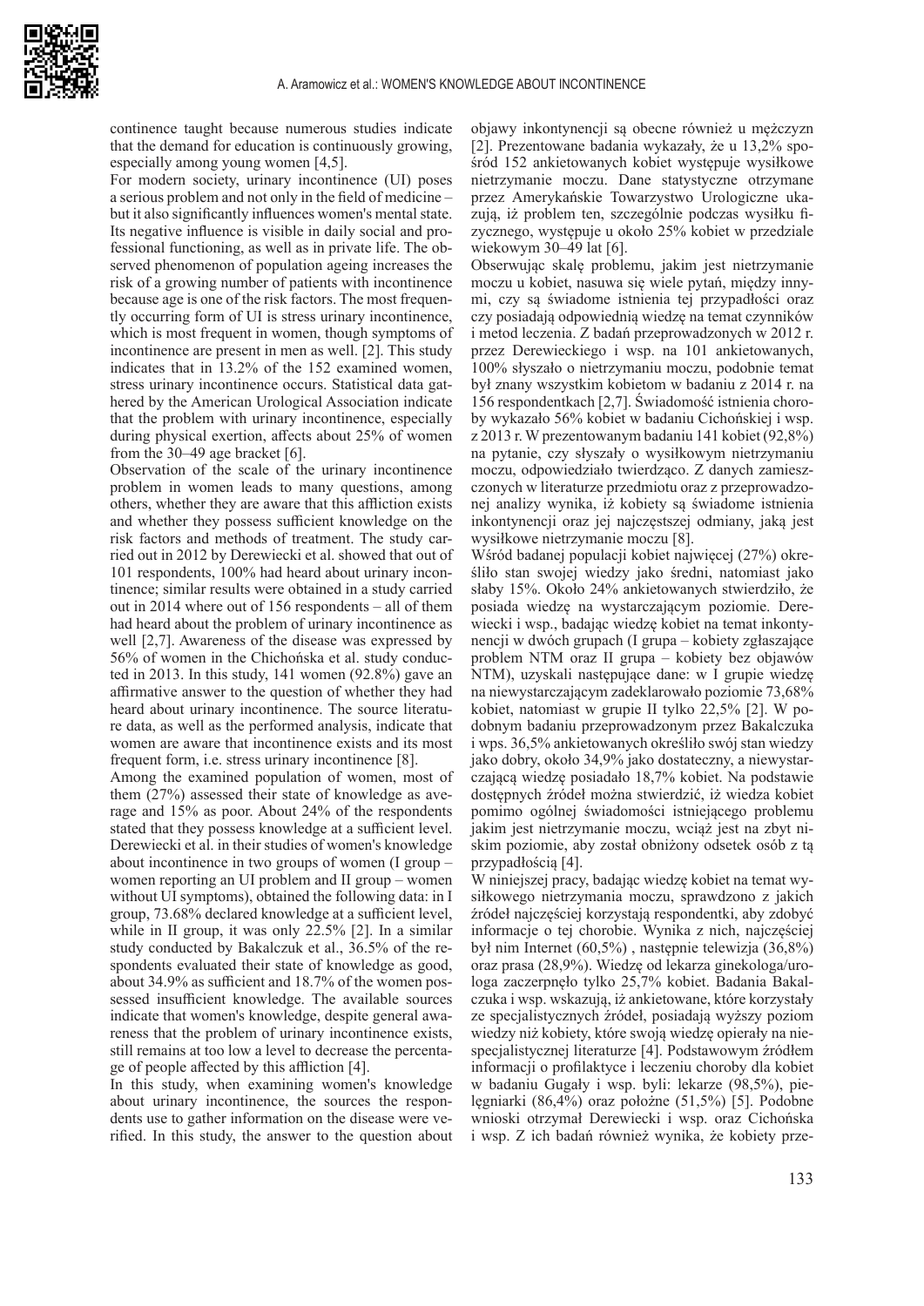continence taught because numerous studies indicate that the demand for education is continuously growing, especially among young women [4,5].

For modern society, urinary incontinence (UI) poses a serious problem and not only in the field of medicine – but it also significantly influences women's mental state. Its negative influence is visible in daily social and professional functioning, as well as in private life. The observed phenomenon of population ageing increases the risk of a growing number of patients with incontinence because age is one of the risk factors. The most frequently occurring form of UI is stress urinary incontinence, which is most frequent in women, though symptoms of incontinence are present in men as well. [2]. This study indicates that in 13.2% of the 152 examined women, stress urinary incontinence occurs. Statistical data gathered by the American Urological Association indicate that the problem with urinary incontinence, especially during physical exertion, affects about 25% of women from the 30–49 age bracket [6].

Observation of the scale of the urinary incontinence problem in women leads to many questions, among others, whether they are aware that this affliction exists and whether they possess sufficient knowledge on the risk factors and methods of treatment. The study carried out in 2012 by Derewiecki et al. showed that out of 101 respondents, 100% had heard about urinary incontinence; similar results were obtained in a study carried out in 2014 where out of 156 respondents – all of them had heard about the problem of urinary incontinence as well [2,7]. Awareness of the disease was expressed by 56% of women in the Chichońska et al. study conducted in 2013. In this study, 141 women (92.8%) gave an affirmative answer to the question of whether they had heard about urinary incontinence. The source literature data, as well as the performed analysis, indicate that women are aware that incontinence exists and its most frequent form, i.e. stress urinary incontinence [8].

Among the examined population of women, most of them (27%) assessed their state of knowledge as average and 15% as poor. About 24% of the respondents stated that they possess knowledge at a sufficient level. Derewiecki et al. in their studies of women's knowledge about incontinence in two groups of women (I group – women reporting an UI problem and II group – women without UI symptoms), obtained the following data: in I group, 73.68% declared knowledge at a sufficient level, while in II group, it was only 22.5% [2]. In a similar study conducted by Bakalczuk et al., 36.5% of the respondents evaluated their state of knowledge as good, about 34.9% as sufficient and 18.7% of the women possessed insufficient knowledge. The available sources indicate that women's knowledge, despite general awareness that the problem of urinary incontinence exists, still remains at too low a level to decrease the percentage of people affected by this affliction [4].

In this study, when examining women's knowledge about urinary incontinence, the sources the respondents use to gather information on the disease were verified. In this study, the answer to the question about

objawy inkontynencji są obecne również u mężczyzn [2]. Prezentowane badania wykazały, że u 13,2% spośród 152 ankietowanych kobiet występuje wysiłkowe nietrzymanie moczu. Dane statystyczne otrzymane przez Amerykańskie Towarzystwo Urologiczne ukazują, iż problem ten, szczególnie podczas wysiłku fizycznego, występuje u około 25% kobiet w przedziale wiekowym 30–49 lat [6].

Obserwując skalę problemu, jakim jest nietrzymanie moczu u kobiet, nasuwa się wiele pytań, między innymi, czy są świadome istnienia tej przypadłości oraz czy posiadają odpowiednią wiedzę na temat czynników i metod leczenia. Z badań przeprowadzonych w 2012 r. przez Derewieckiego i wsp. na 101 ankietowanych, 100% słyszało o nietrzymaniu moczu, podobnie temat był znany wszystkim kobietom w badaniu z 2014 r. na 156 respondentkach [2,7]. Świadomość istnienia choroby wykazało 56% kobiet w badaniu Cichońskiej i wsp. z 2013 r. W prezentowanym badaniu 141 kobiet (92,8%) na pytanie, czy słyszały o wysiłkowym nietrzymaniu moczu, odpowiedziało twierdząco. Z danych zamieszczonych w literaturze przedmiotu oraz z przeprowadzonej analizy wynika, iż kobiety są świadome istnienia inkontynencji oraz jej najczęstszej odmiany, jaką jest wysiłkowe nietrzymanie moczu [8].

Wśród badanej populacji kobiet najwięcej (27%) określiło stan swojej wiedzy jako średni, natomiast jako słaby 15%. Około 24% ankietowanych stwierdziło, że posiada wiedzę na wystarczającym poziomie. Derewiecki i wsp., badając wiedzę kobiet na temat inkontynencji w dwóch grupach (I grupa – kobiety zgłaszające problem NTM oraz II grupa – kobiety bez objawów NTM), uzyskali następujące dane: w I grupie wiedzę na niewystarczającym zadeklarowało poziomie 73,68% kobiet, natomiast w grupie II tylko 22,5% [2]. W podobnym badaniu przeprowadzonym przez Bakalczuka i wps. 36,5% ankietowanych określiło swój stan wiedzy jako dobry, około 34,9% jako dostateczny, a niewystarczającą wiedzę posiadało 18,7% kobiet. Na podstawie dostępnych źródeł można stwierdzić, iż wiedza kobiet pomimo ogólnej świadomości istniejącego problemu jakim jest nietrzymanie moczu, wciąż jest na zbyt niskim poziomie, aby został obniżony odsetek osób z tą przypadłością [4].

W niniejszej pracy, badając wiedzę kobiet na temat wysiłkowego nietrzymania moczu, sprawdzono z jakich źródeł najczęściej korzystają respondentki, aby zdobyć informacje o tej chorobie. Wynika z nich, najczęściej był nim Internet (60,5%) , następnie telewizja (36,8%) oraz prasa (28,9%). Wiedzę od lekarza ginekologa/urologa zaczerpnęło tylko 25,7% kobiet. Badania Bakalczuka i wsp. wskazują, iż ankietowane, które korzystały ze specjalistycznych źródeł, posiadają wyższy poziom wiedzy niż kobiety, które swoją wiedzę opierały na niespecjalistycznej literaturze [4]. Podstawowym źródłem informacji o profilaktyce i leczeniu choroby dla kobiet w badaniu Gugały i wsp. byli: lekarze (98,5%), pielęgniarki (86,4%) oraz położne (51,5%) [5]. Podobne wnioski otrzymał Derewiecki i wsp. oraz Cichońska i wsp. Z ich badań również wynika, że kobiety prze-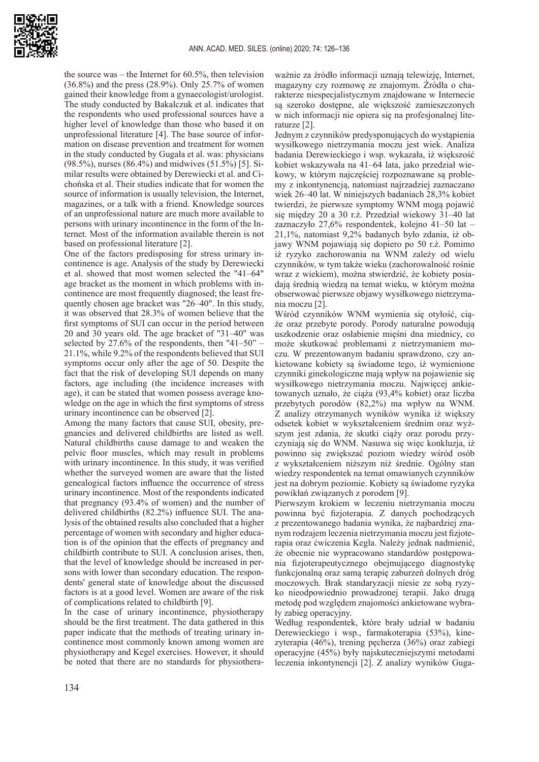the source was – the Internet for 60.5%, then television (36.8%) and the press (28.9%). Only 25.7% of women gained their knowledge from a gynaecologist/urologist. The study conducted by Bakalczuk et al. indicates that the respondents who used professional sources have a higher level of knowledge than those who based it on unprofessional literature [4]. The base source of information on disease prevention and treatment for women in the study conducted by Gugała et al. was: physicians (98.5%), nurses (86.4%) and midwives (51.5%) [5]. Similar results were obtained by Derewiecki et al. and Cichońska et al. Their studies indicate that for women the source of information is usually television, the Internet, magazines, or a talk with a friend. Knowledge sources of an unprofessional nature are much more available to persons with urinary incontinence in the form of the Internet. Most of the information available therein is not based on professional literature [2].

One of the factors predisposing for stress urinary incontinence is age. Analysis of the study by Derewiecki et al. showed that most women selected the "41–64" age bracket as the moment in which problems with incontinence are most frequently diagnosed; the least frequently chosen age bracket was "26–40". In this study, it was observed that 28.3% of women believe that the first symptoms of SUI can occur in the period between 20 and 30 years old. The age bracket of "31–40" was selected by 27.6% of the respondents, then "41–50" – 21.1%, while 9.2% of the respondents believed that SUI symptoms occur only after the age of 50. Despite the fact that the risk of developing SUI depends on many factors, age including (the incidence increases with age), it can be stated that women possess average knowledge on the age in which the first symptoms of stress urinary incontinence can be observed [2].

Among the many factors that cause SUI, obesity, pregnancies and delivered childbirths are listed as well. Natural childbirths cause damage to and weaken the pelvic floor muscles, which may result in problems with urinary incontinence. In this study, it was verified whether the surveyed women are aware that the listed genealogical factors influence the occurrence of stress urinary incontinence. Most of the respondents indicated that pregnancy (93.4% of women) and the number of delivered childbirths (82.2%) influence SUI. The analysis of the obtained results also concluded that a higher percentage of women with secondary and higher education is of the opinion that the effects of pregnancy and childbirth contribute to SUI. A conclusion arises, then, that the level of knowledge should be increased in persons with lower than secondary education. The respondents' general state of knowledge about the discussed factors is at a good level. Women are aware of the risk of complications related to childbirth [9].

In the case of urinary incontinence, physiotherapy should be the first treatment. The data gathered in this paper indicate that the methods of treating urinary incontinence most commonly known among women are physiotherapy and Kegel exercises. However, it should be noted that there are no standards for physiothera-

ważnie za źródło informacji uznają telewizję, Internet, magazyny czy rozmowę ze znajomym. Źródła o charakterze niespecjalistycznym znajdowane w Internecie są szeroko dostępne, ale większość zamieszczonych w nich informacji nie opiera się na profesjonalnej literaturze [2].

Jednym z czynników predysponujących do wystąpienia wysiłkowego nietrzymania moczu jest wiek. Analiza badania Derewieckiego i wsp. wykazała, iż większość kobiet wskazywała na 41–64 lata, jako przedział wiekowy, w którym najczęściej rozpoznawane są problemy z inkontynencją, natomiast najrzadziej zaznaczano wiek 26–40 lat. W niniejszych badaniach 28,3% kobiet twierdzi, że pierwsze symptomy WNM mogą pojawić się między 20 a 30 r.ż. Przedział wiekowy 31–40 lat zaznaczyło 27,6% respondentek, kolejno 41–50 lat – 21,1%, natomiast 9,2% badanych było zdania, iż objawy WNM pojawiają się dopiero po 50 r.ż. Pomimo iż ryzyko zachorowania na WNM zależy od wielu czynników, w tym także wieku (zachorowalność rośnie wraz z wiekiem), można stwierdzić, że kobiety posiadają średnią wiedzę na temat wieku, w którym można obserwować pierwsze objawy wysiłkowego nietrzymania moczu [2].

Wśród czynników WNM wymienia się otyłość, ciąże oraz przebyte porody. Porody naturalne powodują uszkodzenie oraz osłabienie mięśni dna miednicy, co może skutkować problemami z nietrzymaniem moczu. W prezentowanym badaniu sprawdzono, czy ankietowane kobiety są świadome tego, iż wymienione czynniki ginekologiczne mają wpływ na pojawienie się wysiłkowego nietrzymania moczu. Najwięcej ankietowanych uznało, że ciąża (93,4% kobiet) oraz liczba przebytych porodów (82,2%) ma wpływ na WNM. Z analizy otrzymanych wyników wynika iż większy odsetek kobiet w wykształceniem średnim oraz wyższym jest zdania, że skutki ciąży oraz porodu przyczyniają się do WNM. Nasuwa się więc konkluzja, iż powinno się zwiększać poziom wiedzy wśród osób z wykształceniem niższym niż średnie. Ogólny stan wiedzy respondentek na temat omawianych czynników jest na dobrym poziomie. Kobiety są świadome ryzyka powikłań związanych z porodem [9].

Pierwszym krokiem w leczeniu nietrzymania moczu powinna być fizjoterapia. Z danych pochodzących z prezentowanego badania wynika, że najbardziej znanym rodzajem leczenia nietrzymania moczu jest fizjoterapia oraz ćwiczenia Kegla. Należy jednak nadmienić, że obecnie nie wypracowano standardów postępowania fizjoterapeutycznego obejmującego diagnostykę funkcjonalną oraz samą terapię zaburzeń dolnych dróg moczowych. Brak standaryzacji niesie ze sobą ryzyko nieodpowiednio prowadzonej terapii. Jako drugą metodę pod względem znajomości ankietowane wybrały zabieg operacyjny.

Według respondentek, które brały udział w badaniu Derewieckiego i wsp., farmakoterapia (53%), kinezyterapia (46%), trening pęcherza (36%) oraz zabiegi operacyjne (45%) były najskuteczniejszymi metodami leczenia inkontynencji [2]. Z analizy wyników Guga-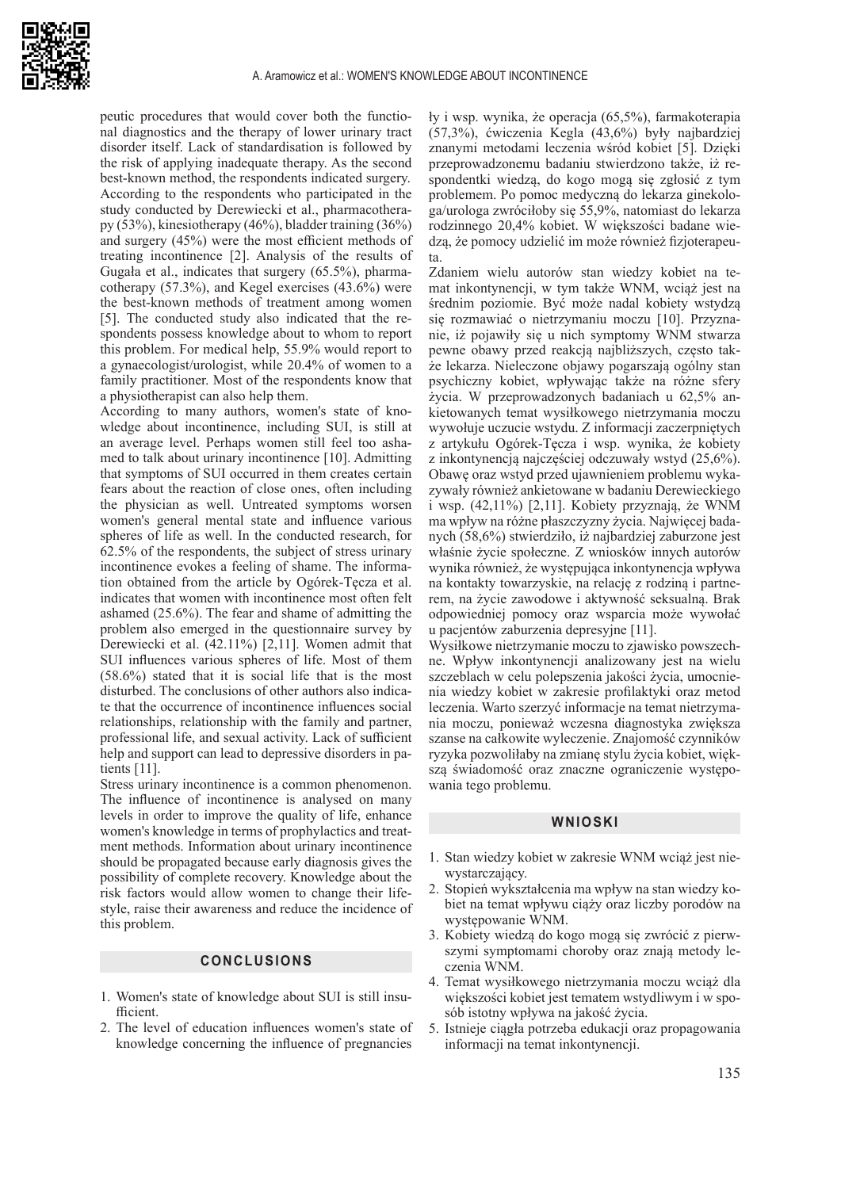peutic procedures that would cover both the functional diagnostics and the therapy of lower urinary tract disorder itself. Lack of standardisation is followed by the risk of applying inadequate therapy. As the second best-known method, the respondents indicated surgery. According to the respondents who participated in the study conducted by Derewiecki et al., pharmacotherapy (53%), kinesiotherapy (46%), bladder training (36%) and surgery (45%) were the most efficient methods of treating incontinence [2]. Analysis of the results of Gugała et al., indicates that surgery (65.5%), pharmacotherapy (57.3%), and Kegel exercises (43.6%) were the best-known methods of treatment among women [5]. The conducted study also indicated that the respondents possess knowledge about to whom to report this problem. For medical help, 55.9% would report to a gynaecologist/urologist, while 20.4% of women to a family practitioner. Most of the respondents know that a physiotherapist can also help them.

According to many authors, women's state of knowledge about incontinence, including SUI, is still at an average level. Perhaps women still feel too ashamed to talk about urinary incontinence [10]. Admitting that symptoms of SUI occurred in them creates certain fears about the reaction of close ones, often including the physician as well. Untreated symptoms worsen women's general mental state and influence various spheres of life as well. In the conducted research, for 62.5% of the respondents, the subject of stress urinary incontinence evokes a feeling of shame. The information obtained from the article by Ogórek-Tęcza et al. indicates that women with incontinence most often felt ashamed (25.6%). The fear and shame of admitting the problem also emerged in the questionnaire survey by Derewiecki et al. (42.11%) [2,11]. Women admit that SUI influences various spheres of life. Most of them (58.6%) stated that it is social life that is the most disturbed. The conclusions of other authors also indicate that the occurrence of incontinence influences social relationships, relationship with the family and partner, professional life, and sexual activity. Lack of sufficient help and support can lead to depressive disorders in patients [11].

Stress urinary incontinence is a common phenomenon. The influence of incontinence is analysed on many levels in order to improve the quality of life, enhance women's knowledge in terms of prophylactics and treatment methods. Information about urinary incontinence should be propagated because early diagnosis gives the possibility of complete recovery. Knowledge about the risk factors would allow women to change their lifestyle, raise their awareness and reduce the incidence of this problem.

## CONCLUSIONS

1. Women's state of knowledge about SUI is still insufficient.
2. The level of education influences women's state of knowledge concerning the influence of pregnancies

ły i wsp. wynika, że operacja (65,5%), farmakoterapia (57,3%), ćwiczenia Kegla (43,6%) były najbardziej znanymi metodami leczenia wśród kobiet [5]. Dzięki przeprowadzonemu badaniu stwierdzono także, iż respondentki wiedzą, do kogo mogą się zgłosić z tym problemem. Po pomoc medyczną do lekarza ginekologa/urologa zwróciłoby się 55,9%, natomiast do lekarza rodzinnego 20,4% kobiet. W większości badane wiedzą, że pomocy udzielić im może również fizjoterapeuta.

Zdaniem wielu autorów stan wiedzy kobiet na temat inkontynencji, w tym także WNM, wciąż jest na średnim poziomie. Być może nadal kobiety wstydzą się rozmawiać o nietrzymaniu moczu [10]. Przyznanie, iż pojawiły się u nich symptomy WNM stwarza pewne obawy przed reakcją najbliższych, często także lekarza. Nieleczone objawy pogarszają ogólny stan psychiczny kobiet, wpływając także na różne sfery życia. W przeprowadzonych badaniach u 62,5% ankietowanych temat wysiłkowego nietrzymania moczu wywołuje uczucie wstydu. Z informacji zaczerpniętych z artykułu Ogórek-Tęcza i wsp. wynika, że kobiety z inkontynencją najczęściej odczuwały wstyd (25,6%). Obawę oraz wstyd przed ujawnieniem problemu wykazywały również ankietowane w badaniu Derewieckiego i wsp. (42,11%) [2,11]. Kobiety przyznają, że WNM ma wpływ na różne płaszczyzny życia. Najwięcej badanych (58,6%) stwierdziło, iż najbardziej zaburzone jest właśnie życie społeczne. Z wniosków innych autorów wynika również, że występująca inkontynencja wpływa na kontakty towarzyskie, na relację z rodziną i partnerem, na życie zawodowe i aktywność seksualną. Brak odpowiedniej pomocy oraz wsparcia może wywołać u pacjentów zaburzenia depresyjne [11].

Wysiłkowe nietrzymanie moczu to zjawisko powszechne. Wpływ inkontynencji analizowany jest na wielu szczeblach w celu polepszenia jakości życia, umocnienia wiedzy kobiet w zakresie profilaktyki oraz metod leczenia. Warto szerzyć informacje na temat nietrzymania moczu, ponieważ wczesna diagnostyka zwiększa szanse na całkowite wyleczenie. Znajomość czynników ryzyka pozwoliłaby na zmianę stylu życia kobiet, większą świadomość oraz znaczne ograniczenie występowania tego problemu.

## WNIOSKI

1. Stan wiedzy kobiet w zakresie WNM wciąż jest niewystarczający.
2. Stopień wykształcenia ma wpływ na stan wiedzy kobiet na temat wpływu ciąży oraz liczby porodów na występowanie WNM.
3. Kobiety wiedzą do kogo mogą się zwrócić z pierwszymi symptomami choroby oraz znają metody leczenia WNM.
4. Temat wysiłkowego nietrzymania moczu wciąż dla większości kobiet jest tematem wstydliwym i w sposób istotny wpływa na jakość życia.
5. Istnieje ciągła potrzeba edukacji oraz propagowania informacji na temat inkontynencji.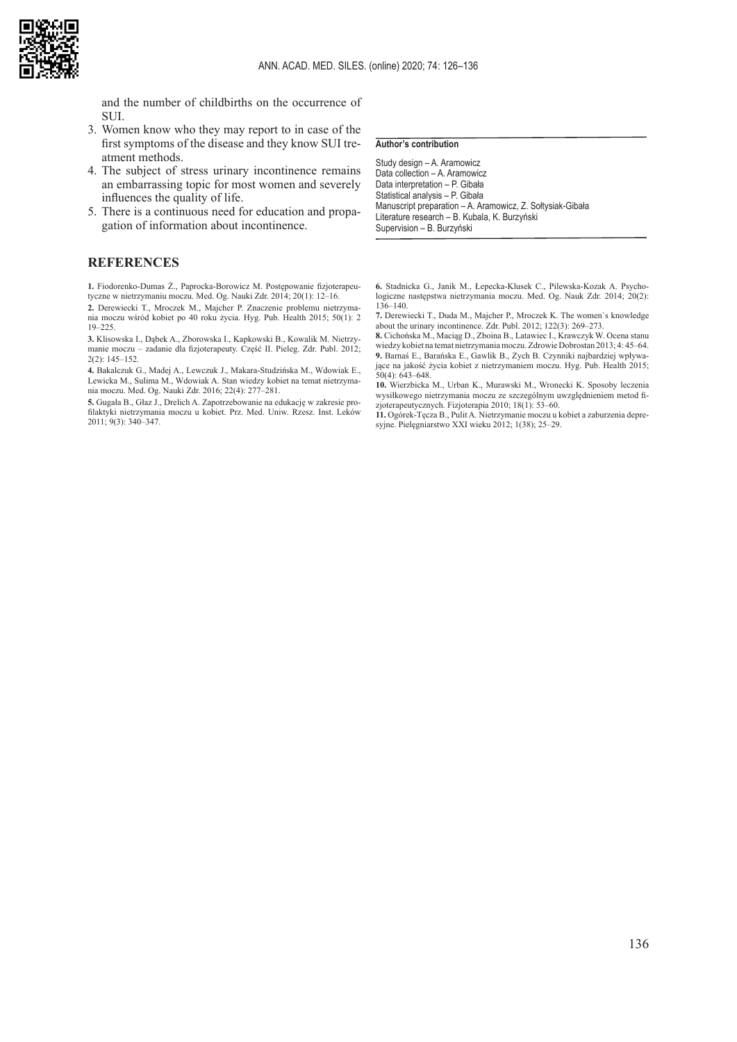and the number of childbirths on the occurrence of SUI.

3. Women know who they may report to in case of the first symptoms of the disease and they know SUI treatment methods.
4. The subject of stress urinary incontinence remains an embarrassing topic for most women and severely influences the quality of life.
5. There is a continuous need for education and propagation of information about incontinence.

**Author's contribution**

Study design – A. Aramowicz
Data collection – A. Aramowicz
Data interpretation – P. Gibała
Statistical analysis – P. Gibała
Manuscript preparation – A. Aramowicz, Z. Sołtysiak-Gibała
Literature research – B. Kubala, K. Burzyński
Supervision – B. Burzyński

## REFERENCES

**1.** Fiodorenko-Dumas Ż., Paprocka-Borowicz M. Postępowanie fizjoterapeutyczne w nietrzymaniu moczu. Med. Og. Nauki Zdr. 2014; 20(1): 12–16.

**2.** Derewiecki T., Mroczek M., Majcher P. Znaczenie problemu nietrzymania moczu wśród kobiet po 40 roku życia. Hyg. Pub. Health 2015; 50(1): 2 19–225.

**3.** Klisowska I., Dąbek A., Zborowska I., Kapkowski B., Kowalik M. Nietrzymanie moczu – zadanie dla fizjoterapeuty. Część II. Pieleg. Zdr. Publ. 2012; 2(2): 145–152.

**4.** Bakalczuk G., Madej A., Lewczuk J., Makara-Studzińska M., Wdowiak E., Lewicka M., Sulima M., Wdowiak A. Stan wiedzy kobiet na temat nietrzymania moczu. Med. Og. Nauki Zdr. 2016; 22(4): 277–281.

**5.** Gugała B., Głaz J., Drelich A. Zapotrzebowanie na edukację w zakresie profilaktyki nietrzymania moczu u kobiet. Prz. Med. Uniw. Rzesz. Inst. Leków 2011; 9(3): 340–347.

**6.** Stadnicka G., Janik M., Łepecka-Klusek C., Pilewska-Kozak A. Psychologiczne następstwa nietrzymania moczu. Med. Og. Nauk Zdr. 2014; 20(2): 136–140.

**7.** Derewiecki T., Duda M., Majcher P., Mroczek K. The women`s knowledge about the urinary incontinence. Zdr. Publ. 2012; 122(3): 269–273.

**8.** Cichońska M., Maciąg D., Zboina B., Latawiec I., Krawczyk W. Ocena stanu wiedzy kobiet na temat nietrzymania moczu. Zdrowie Dobrostan 2013; 4: 45–64.

**9.** Barnaś E., Barańska E., Gawlik B., Zych B. Czynniki najbardziej wpływające na jakość życia kobiet z nietrzymaniem moczu. Hyg. Pub. Health 2015; 50(4): 643–648.

**10.** Wierzbicka M., Urban K., Murawski M., Wronecki K. Sposoby leczenia wysiłkowego nietrzymania moczu ze szczególnym uwzględnieniem metod fizjoterapeutycznych. Fizjoterapia 2010; 18(1): 53–60.

**11.** Ogórek-Tęcza B., Pulit A. Nietrzymanie moczu u kobiet a zaburzenia depresyjne. Pielęgniarstwo XXI wieku 2012; 1(38); 25–29.